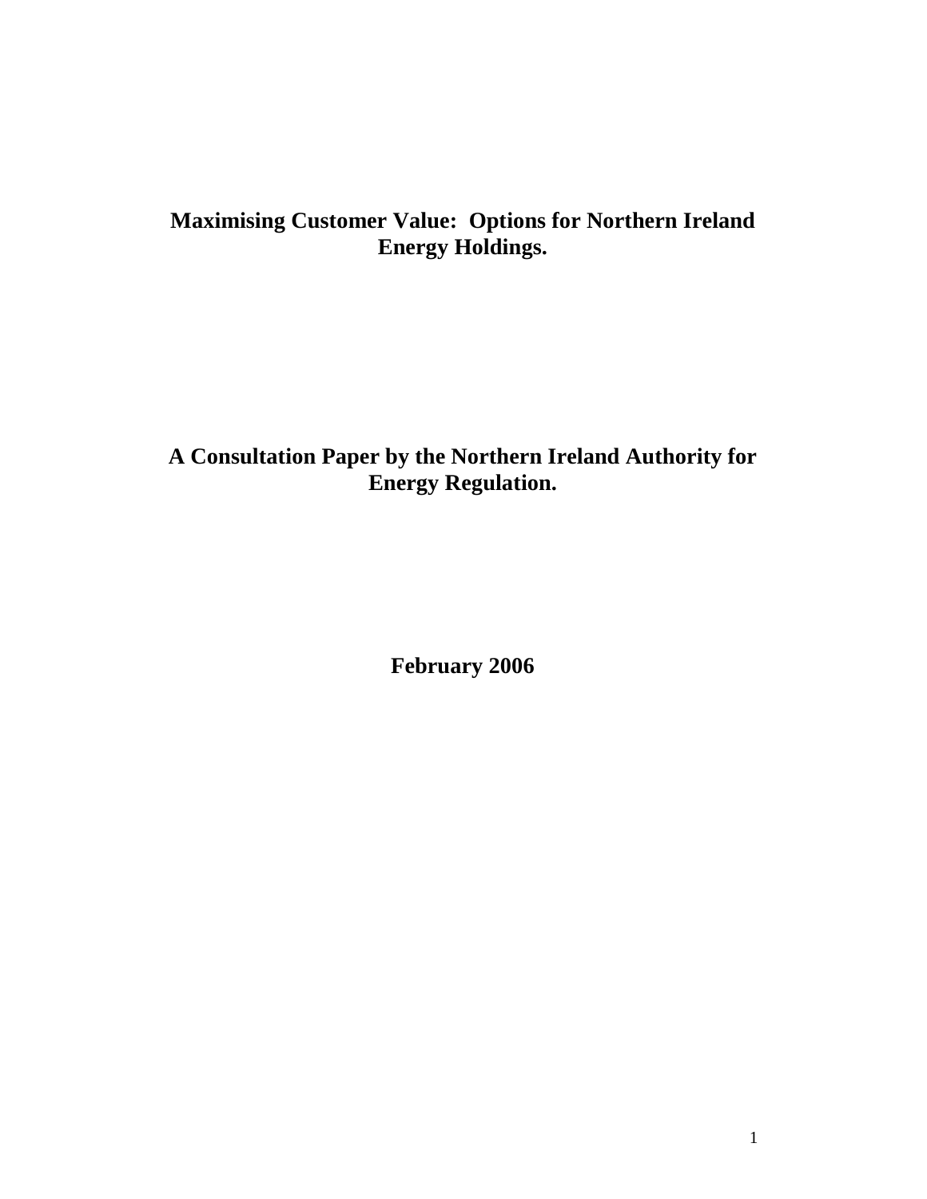# Maximising Customer Value: Options for Northern Ireland Energy Holdings.

## A Consultation Paper by the Northern Ireland Authority for Energy Regulation.

**February 2006**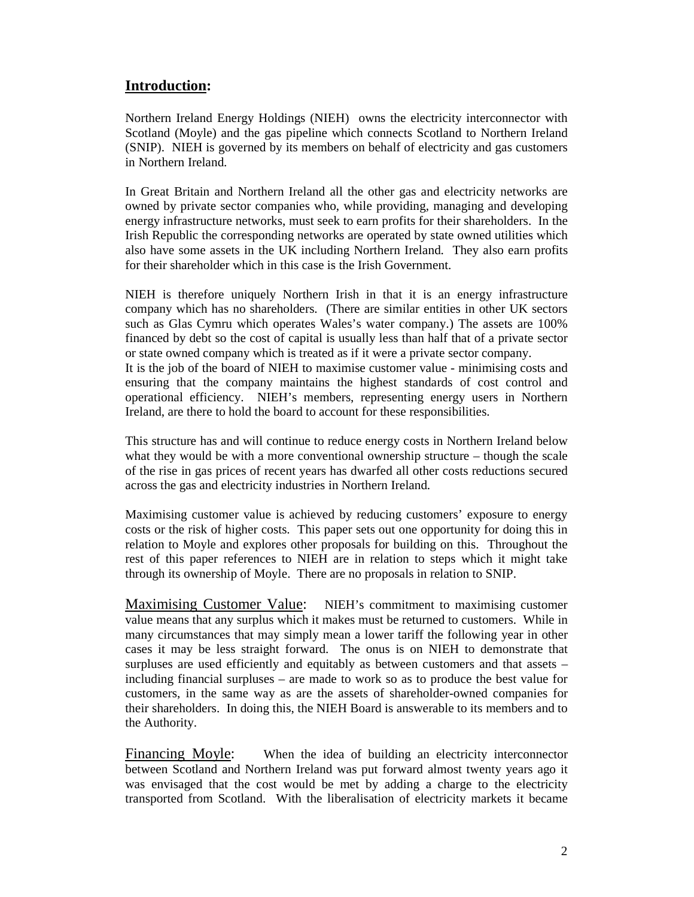## **Introduction:**

Northern Ireland Energy Holdings (NIEH) owns the electricity interconnector with Scotland (Moyle) and the gas pipeline which connects Scotland to Northern Ireland (SNIP). NIEH is governed by its members on behalf of electricity and gas customers in Northern Ireland.

In Great Britain and Northern Ireland all the other gas and electricity networks are owned by private sector companies who, while providing, managing and developing energy infrastructure networks, must seek to earn profits for their shareholders. In the Irish Republic the corresponding networks are operated by state owned utilities which also have some assets in the UK including Northern Ireland. They also earn profits for their shareholder which in this case is the Irish Government.

NIEH is therefore uniquely Northern Irish in that it is an energy infrastructure company which has no shareholders. (There are similar entities in other UK sectors such as Glas Cymru which operates Wales's water company.) The assets are 100% financed by debt so the cost of capital is usually less than half that of a private sector or state owned company which is treated as if it were a private sector company.
It is the job of the board of NIEH to maximise customer value - minimising costs and ensuring that the company maintains the highest standards of cost control and operational efficiency. NIEH's members, representing energy users in Northern Ireland, are there to hold the board to account for these responsibilities.

This structure has and will continue to reduce energy costs in Northern Ireland below what they would be with a more conventional ownership structure – though the scale of the rise in gas prices of recent years has dwarfed all other costs reductions secured across the gas and electricity industries in Northern Ireland.

Maximising customer value is achieved by reducing customers' exposure to energy costs or the risk of higher costs. This paper sets out one opportunity for doing this in relation to Moyle and explores other proposals for building on this. Throughout the rest of this paper references to NIEH are in relation to steps which it might take through its ownership of Moyle. There are no proposals in relation to SNIP.

Maximising Customer Value: NIEH's commitment to maximising customer value means that any surplus which it makes must be returned to customers. While in many circumstances that may simply mean a lower tariff the following year in other cases it may be less straight forward. The onus is on NIEH to demonstrate that surpluses are used efficiently and equitably as between customers and that assets – including financial surpluses – are made to work so as to produce the best value for customers, in the same way as are the assets of shareholder-owned companies for their shareholders. In doing this, the NIEH Board is answerable to its members and to the Authority.

Financing Moyle: When the idea of building an electricity interconnector between Scotland and Northern Ireland was put forward almost twenty years ago it was envisaged that the cost would be met by adding a charge to the electricity transported from Scotland. With the liberalisation of electricity markets it became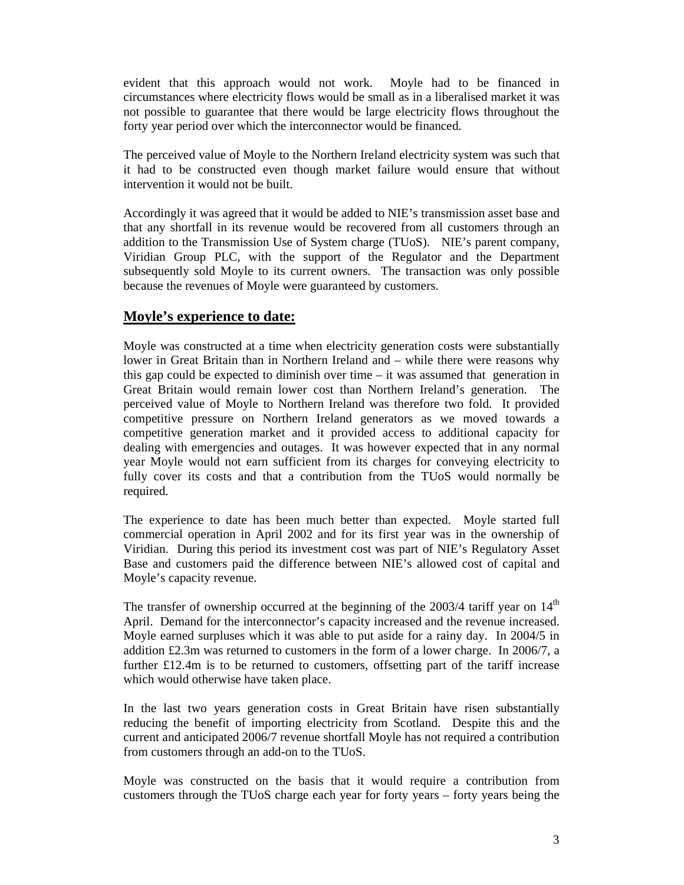evident that this approach would not work. Moyle had to be financed in circumstances where electricity flows would be small as in a liberalised market it was not possible to guarantee that there would be large electricity flows throughout the forty year period over which the interconnector would be financed.

The perceived value of Moyle to the Northern Ireland electricity system was such that it had to be constructed even though market failure would ensure that without intervention it would not be built.

Accordingly it was agreed that it would be added to NIE's transmission asset base and that any shortfall in its revenue would be recovered from all customers through an addition to the Transmission Use of System charge (TUoS). NIE's parent company, Viridian Group PLC, with the support of the Regulator and the Department subsequently sold Moyle to its current owners. The transaction was only possible because the revenues of Moyle were guaranteed by customers.

## **<u>Moyle's experience to date:</u>**

Moyle was constructed at a time when electricity generation costs were substantially lower in Great Britain than in Northern Ireland and – while there were reasons why this gap could be expected to diminish over time – it was assumed that generation in Great Britain would remain lower cost than Northern Ireland's generation. The perceived value of Moyle to Northern Ireland was therefore two fold. It provided competitive pressure on Northern Ireland generators as we moved towards a competitive generation market and it provided access to additional capacity for dealing with emergencies and outages. It was however expected that in any normal year Moyle would not earn sufficient from its charges for conveying electricity to fully cover its costs and that a contribution from the TUoS would normally be required.

The experience to date has been much better than expected. Moyle started full commercial operation in April 2002 and for its first year was in the ownership of Viridian. During this period its investment cost was part of NIE's Regulatory Asset Base and customers paid the difference between NIE's allowed cost of capital and Moyle's capacity revenue.

The transfer of ownership occurred at the beginning of the 2003/4 tariff year on 14th April. Demand for the interconnector's capacity increased and the revenue increased. Moyle earned surpluses which it was able to put aside for a rainy day. In 2004/5 in addition £2.3m was returned to customers in the form of a lower charge. In 2006/7, a further £12.4m is to be returned to customers, offsetting part of the tariff increase which would otherwise have taken place.

In the last two years generation costs in Great Britain have risen substantially reducing the benefit of importing electricity from Scotland. Despite this and the current and anticipated 2006/7 revenue shortfall Moyle has not required a contribution from customers through an add-on to the TUoS.

Moyle was constructed on the basis that it would require a contribution from customers through the TUoS charge each year for forty years – forty years being the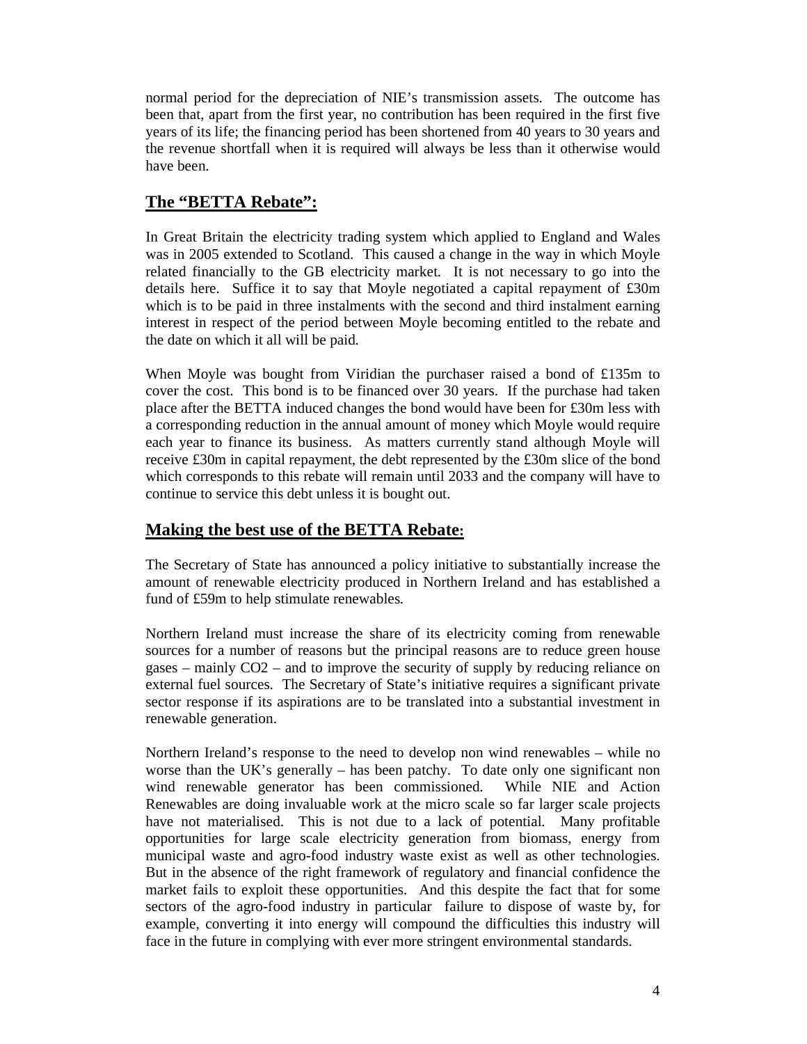normal period for the depreciation of NIE's transmission assets. The outcome has been that, apart from the first year, no contribution has been required in the first five years of its life; the financing period has been shortened from 40 years to 30 years and the revenue shortfall when it is required will always be less than it otherwise would have been.

## The "BETTA Rebate":

In Great Britain the electricity trading system which applied to England and Wales was in 2005 extended to Scotland. This caused a change in the way in which Moyle related financially to the GB electricity market. It is not necessary to go into the details here. Suffice it to say that Moyle negotiated a capital repayment of £30m which is to be paid in three instalments with the second and third instalment earning interest in respect of the period between Moyle becoming entitled to the rebate and the date on which it all will be paid.

When Moyle was bought from Viridian the purchaser raised a bond of £135m to cover the cost. This bond is to be financed over 30 years. If the purchase had taken place after the BETTA induced changes the bond would have been for £30m less with a corresponding reduction in the annual amount of money which Moyle would require each year to finance its business. As matters currently stand although Moyle will receive £30m in capital repayment, the debt represented by the £30m slice of the bond which corresponds to this rebate will remain until 2033 and the company will have to continue to service this debt unless it is bought out.

## Making the best use of the BETTA Rebate:

The Secretary of State has announced a policy initiative to substantially increase the amount of renewable electricity produced in Northern Ireland and has established a fund of £59m to help stimulate renewables.

Northern Ireland must increase the share of its electricity coming from renewable sources for a number of reasons but the principal reasons are to reduce green house gases – mainly $CO_2$ – and to improve the security of supply by reducing reliance on external fuel sources. The Secretary of State's initiative requires a significant private sector response if its aspirations are to be translated into a substantial investment in renewable generation.

Northern Ireland's response to the need to develop non wind renewables – while no worse than the UK's generally – has been patchy. To date only one significant non wind renewable generator has been commissioned. While NIE and Action Renewables are doing invaluable work at the micro scale so far larger scale projects have not materialised. This is not due to a lack of potential. Many profitable opportunities for large scale electricity generation from biomass, energy from municipal waste and agro-food industry waste exist as well as other technologies. But in the absence of the right framework of regulatory and financial confidence the market fails to exploit these opportunities. And this despite the fact that for some sectors of the agro-food industry in particular failure to dispose of waste by, for example, converting it into energy will compound the difficulties this industry will face in the future in complying with ever more stringent environmental standards.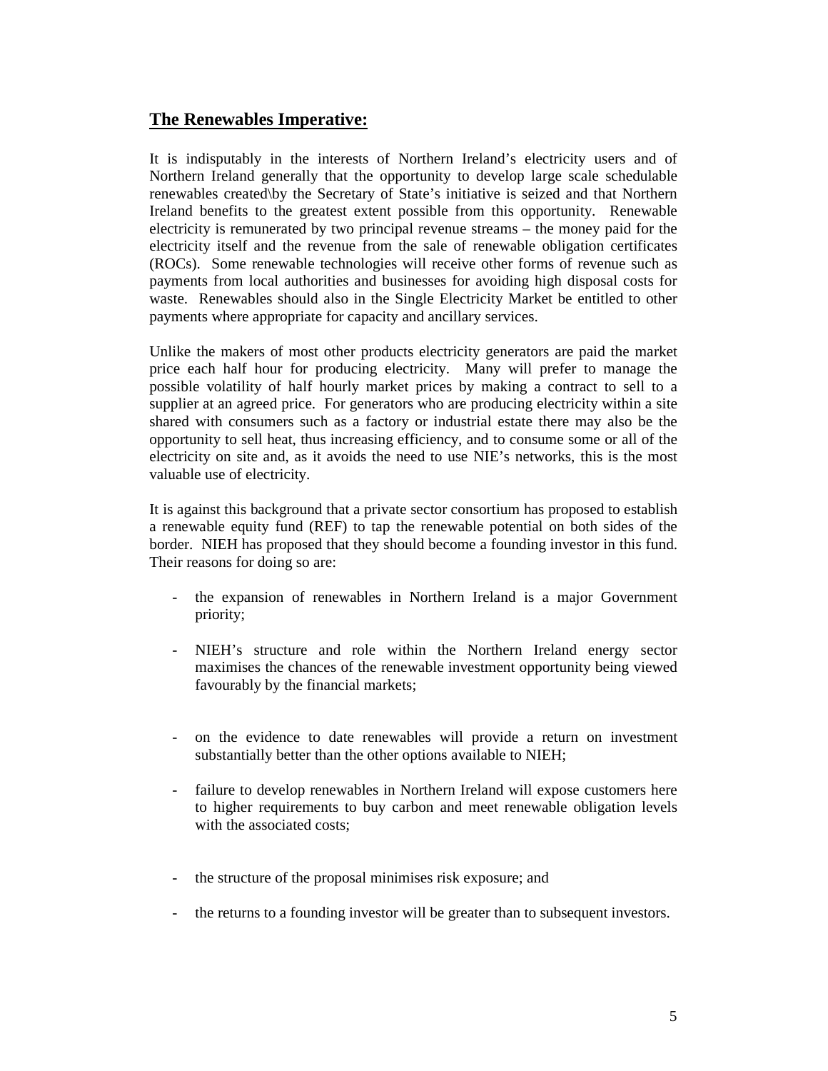## The Renewables Imperative:

It is indisputably in the interests of Northern Ireland's electricity users and of Northern Ireland generally that the opportunity to develop large scale schedulable renewables created\by the Secretary of State's initiative is seized and that Northern Ireland benefits to the greatest extent possible from this opportunity. Renewable electricity is remunerated by two principal revenue streams – the money paid for the electricity itself and the revenue from the sale of renewable obligation certificates (ROCs). Some renewable technologies will receive other forms of revenue such as payments from local authorities and businesses for avoiding high disposal costs for waste. Renewables should also in the Single Electricity Market be entitled to other payments where appropriate for capacity and ancillary services.

Unlike the makers of most other products electricity generators are paid the market price each half hour for producing electricity. Many will prefer to manage the possible volatility of half hourly market prices by making a contract to sell to a supplier at an agreed price. For generators who are producing electricity within a site shared with consumers such as a factory or industrial estate there may also be the opportunity to sell heat, thus increasing efficiency, and to consume some or all of the electricity on site and, as it avoids the need to use NIE's networks, this is the most valuable use of electricity.

It is against this background that a private sector consortium has proposed to establish a renewable equity fund (REF) to tap the renewable potential on both sides of the border. NIEH has proposed that they should become a founding investor in this fund. Their reasons for doing so are:

- the expansion of renewables in Northern Ireland is a major Government priority;
- NIEH's structure and role within the Northern Ireland energy sector maximises the chances of the renewable investment opportunity being viewed favourably by the financial markets;
- on the evidence to date renewables will provide a return on investment substantially better than the other options available to NIEH;
- failure to develop renewables in Northern Ireland will expose customers here to higher requirements to buy carbon and meet renewable obligation levels with the associated costs;
- the structure of the proposal minimises risk exposure; and
- the returns to a founding investor will be greater than to subsequent investors.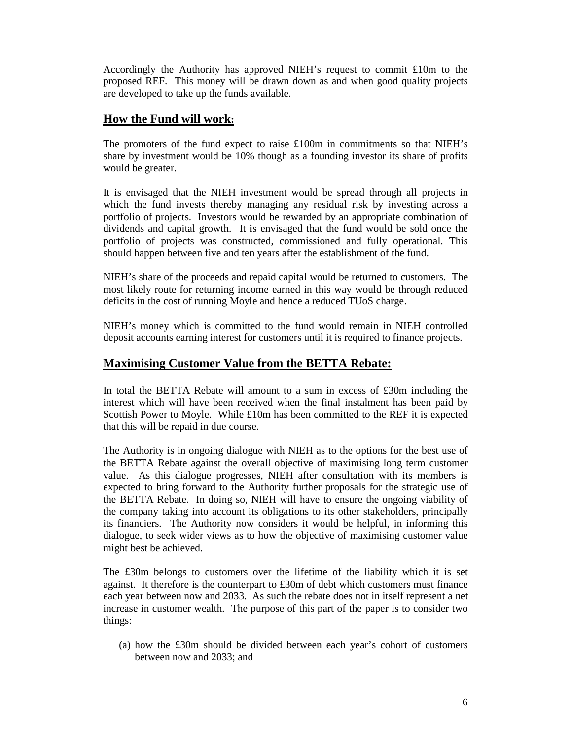Accordingly the Authority has approved NIEH's request to commit £10m to the proposed REF. This money will be drawn down as and when good quality projects are developed to take up the funds available.

## How the Fund will work:

The promoters of the fund expect to raise £100m in commitments so that NIEH's share by investment would be 10% though as a founding investor its share of profits would be greater.

It is envisaged that the NIEH investment would be spread through all projects in which the fund invests thereby managing any residual risk by investing across a portfolio of projects. Investors would be rewarded by an appropriate combination of dividends and capital growth. It is envisaged that the fund would be sold once the portfolio of projects was constructed, commissioned and fully operational. This should happen between five and ten years after the establishment of the fund.

NIEH's share of the proceeds and repaid capital would be returned to customers. The most likely route for returning income earned in this way would be through reduced deficits in the cost of running Moyle and hence a reduced TUoS charge.

NIEH's money which is committed to the fund would remain in NIEH controlled deposit accounts earning interest for customers until it is required to finance projects.

## Maximising Customer Value from the BETTA Rebate:

In total the BETTA Rebate will amount to a sum in excess of £30m including the interest which will have been received when the final instalment has been paid by Scottish Power to Moyle. While £10m has been committed to the REF it is expected that this will be repaid in due course.

The Authority is in ongoing dialogue with NIEH as to the options for the best use of the BETTA Rebate against the overall objective of maximising long term customer value. As this dialogue progresses, NIEH after consultation with its members is expected to bring forward to the Authority further proposals for the strategic use of the BETTA Rebate. In doing so, NIEH will have to ensure the ongoing viability of the company taking into account its obligations to its other stakeholders, principally its financiers. The Authority now considers it would be helpful, in informing this dialogue, to seek wider views as to how the objective of maximising customer value might best be achieved.

The £30m belongs to customers over the lifetime of the liability which it is set against. It therefore is the counterpart to £30m of debt which customers must finance each year between now and 2033. As such the rebate does not in itself represent a net increase in customer wealth. The purpose of this part of the paper is to consider two things:

(a) how the £30m should be divided between each year's cohort of customers between now and 2033; and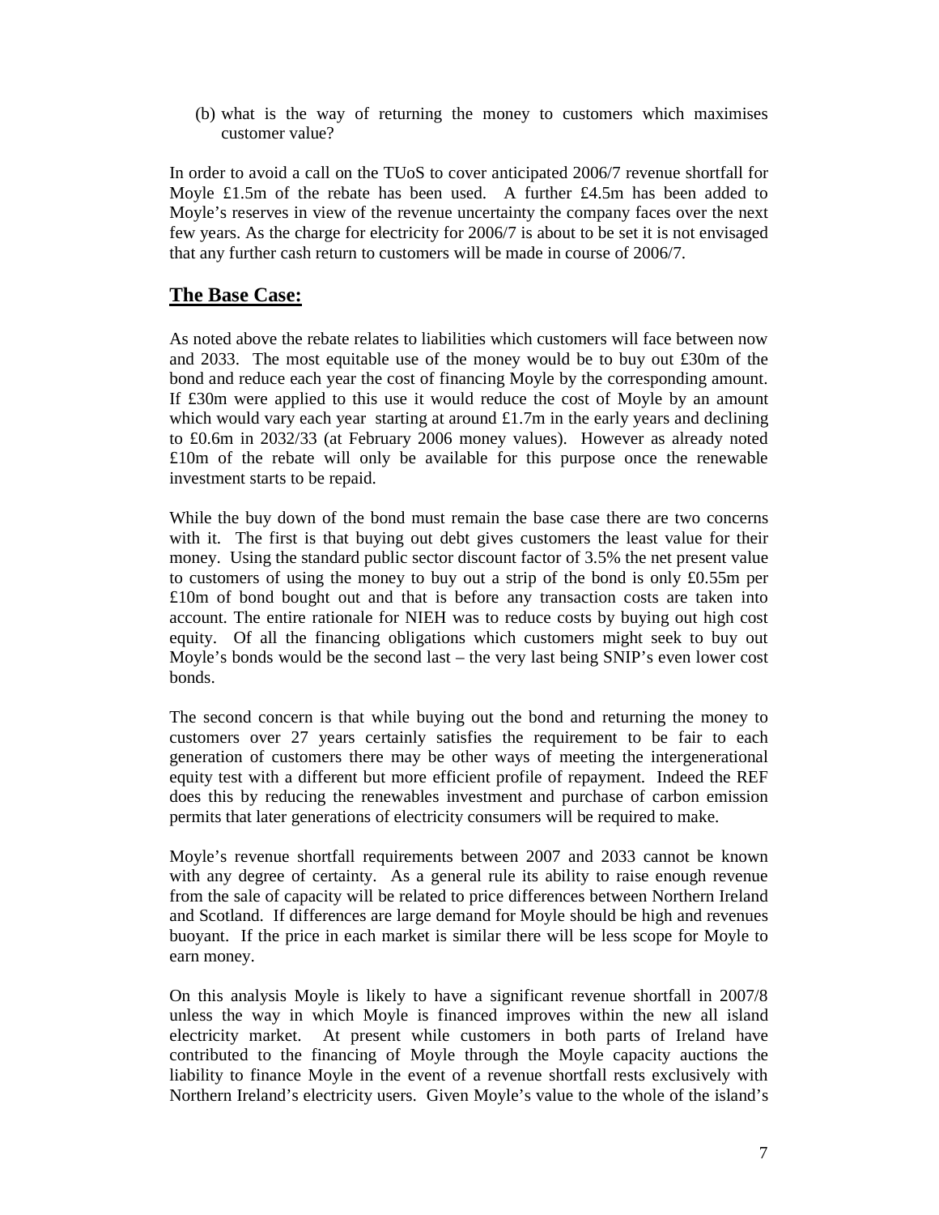(b) what is the way of returning the money to customers which maximises customer value?

In order to avoid a call on the TUoS to cover anticipated 2006/7 revenue shortfall for Moyle £1.5m of the rebate has been used. A further £4.5m has been added to Moyle's reserves in view of the revenue uncertainty the company faces over the next few years. As the charge for electricity for 2006/7 is about to be set it is not envisaged that any further cash return to customers will be made in course of 2006/7.

## The Base Case:

As noted above the rebate relates to liabilities which customers will face between now and 2033. The most equitable use of the money would be to buy out £30m of the bond and reduce each year the cost of financing Moyle by the corresponding amount. If £30m were applied to this use it would reduce the cost of Moyle by an amount which would vary each year starting at around £1.7m in the early years and declining to £0.6m in 2032/33 (at February 2006 money values). However as already noted £10m of the rebate will only be available for this purpose once the renewable investment starts to be repaid.

While the buy down of the bond must remain the base case there are two concerns with it. The first is that buying out debt gives customers the least value for their money. Using the standard public sector discount factor of 3.5% the net present value to customers of using the money to buy out a strip of the bond is only £0.55m per £10m of bond bought out and that is before any transaction costs are taken into account. The entire rationale for NIEH was to reduce costs by buying out high cost equity. Of all the financing obligations which customers might seek to buy out Moyle's bonds would be the second last – the very last being SNIP's even lower cost bonds.

The second concern is that while buying out the bond and returning the money to customers over 27 years certainly satisfies the requirement to be fair to each generation of customers there may be other ways of meeting the intergenerational equity test with a different but more efficient profile of repayment. Indeed the REF does this by reducing the renewables investment and purchase of carbon emission permits that later generations of electricity consumers will be required to make.

Moyle's revenue shortfall requirements between 2007 and 2033 cannot be known with any degree of certainty. As a general rule its ability to raise enough revenue from the sale of capacity will be related to price differences between Northern Ireland and Scotland. If differences are large demand for Moyle should be high and revenues buoyant. If the price in each market is similar there will be less scope for Moyle to earn money.

On this analysis Moyle is likely to have a significant revenue shortfall in 2007/8 unless the way in which Moyle is financed improves within the new all island electricity market. At present while customers in both parts of Ireland have contributed to the financing of Moyle through the Moyle capacity auctions the liability to finance Moyle in the event of a revenue shortfall rests exclusively with Northern Ireland's electricity users. Given Moyle's value to the whole of the island's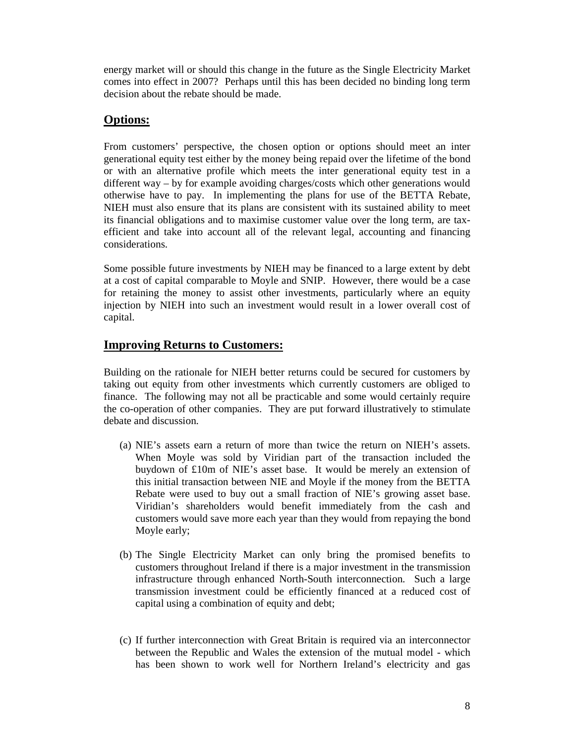energy market will or should this change in the future as the Single Electricity Market comes into effect in 2007? Perhaps until this has been decided no binding long term decision about the rebate should be made.

## Options:

From customers' perspective, the chosen option or options should meet an inter generational equity test either by the money being repaid over the lifetime of the bond or with an alternative profile which meets the inter generational equity test in a different way – by for example avoiding charges/costs which other generations would otherwise have to pay. In implementing the plans for use of the BETTA Rebate, NIEH must also ensure that its plans are consistent with its sustained ability to meet its financial obligations and to maximise customer value over the long term, are tax-efficient and take into account all of the relevant legal, accounting and financing considerations.

Some possible future investments by NIEH may be financed to a large extent by debt at a cost of capital comparable to Moyle and SNIP. However, there would be a case for retaining the money to assist other investments, particularly where an equity injection by NIEH into such an investment would result in a lower overall cost of capital.

## Improving Returns to Customers:

Building on the rationale for NIEH better returns could be secured for customers by taking out equity from other investments which currently customers are obliged to finance. The following may not all be practicable and some would certainly require the co-operation of other companies. They are put forward illustratively to stimulate debate and discussion.

(a) NIE's assets earn a return of more than twice the return on NIEH's assets. When Moyle was sold by Viridian part of the transaction included the buydown of £10m of NIE's asset base. It would be merely an extension of this initial transaction between NIE and Moyle if the money from the BETTA Rebate were used to buy out a small fraction of NIE's growing asset base. Viridian's shareholders would benefit immediately from the cash and customers would save more each year than they would from repaying the bond Moyle early;

(b) The Single Electricity Market can only bring the promised benefits to customers throughout Ireland if there is a major investment in the transmission infrastructure through enhanced North-South interconnection. Such a large transmission investment could be efficiently financed at a reduced cost of capital using a combination of equity and debt;

(c) If further interconnection with Great Britain is required via an interconnector between the Republic and Wales the extension of the mutual model - which has been shown to work well for Northern Ireland's electricity and gas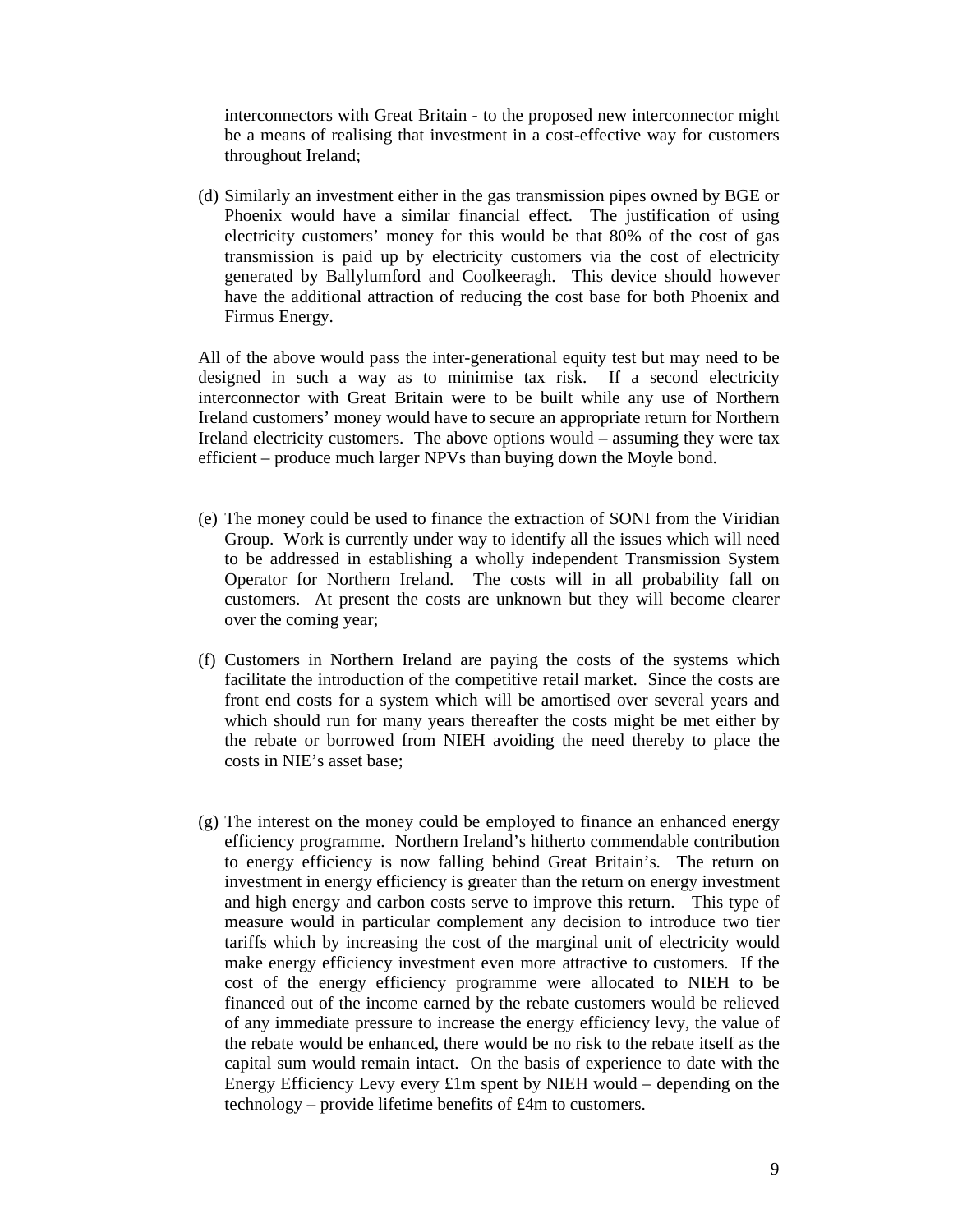interconnectors with Great Britain - to the proposed new interconnector might be a means of realising that investment in a cost-effective way for customers throughout Ireland;

(d) Similarly an investment either in the gas transmission pipes owned by BGE or Phoenix would have a similar financial effect. The justification of using electricity customers' money for this would be that 80% of the cost of gas transmission is paid up by electricity customers via the cost of electricity generated by Ballylumford and Coolkeeragh. This device should however have the additional attraction of reducing the cost base for both Phoenix and Firmus Energy.

All of the above would pass the inter-generational equity test but may need to be designed in such a way as to minimise tax risk. If a second electricity interconnector with Great Britain were to be built while any use of Northern Ireland customers' money would have to secure an appropriate return for Northern Ireland electricity customers. The above options would – assuming they were tax efficient – produce much larger NPVs than buying down the Moyle bond.

(e) The money could be used to finance the extraction of SONI from the Viridian Group. Work is currently under way to identify all the issues which will need to be addressed in establishing a wholly independent Transmission System Operator for Northern Ireland. The costs will in all probability fall on customers. At present the costs are unknown but they will become clearer over the coming year;

(f) Customers in Northern Ireland are paying the costs of the systems which facilitate the introduction of the competitive retail market. Since the costs are front end costs for a system which will be amortised over several years and which should run for many years thereafter the costs might be met either by the rebate or borrowed from NIEH avoiding the need thereby to place the costs in NIE's asset base;

(g) The interest on the money could be employed to finance an enhanced energy efficiency programme. Northern Ireland's hitherto commendable contribution to energy efficiency is now falling behind Great Britain's. The return on investment in energy efficiency is greater than the return on energy investment and high energy and carbon costs serve to improve this return. This type of measure would in particular complement any decision to introduce two tier tariffs which by increasing the cost of the marginal unit of electricity would make energy efficiency investment even more attractive to customers. If the cost of the energy efficiency programme were allocated to NIEH to be financed out of the income earned by the rebate customers would be relieved of any immediate pressure to increase the energy efficiency levy, the value of the rebate would be enhanced, there would be no risk to the rebate itself as the capital sum would remain intact. On the basis of experience to date with the Energy Efficiency Levy every £1m spent by NIEH would – depending on the technology – provide lifetime benefits of £4m to customers.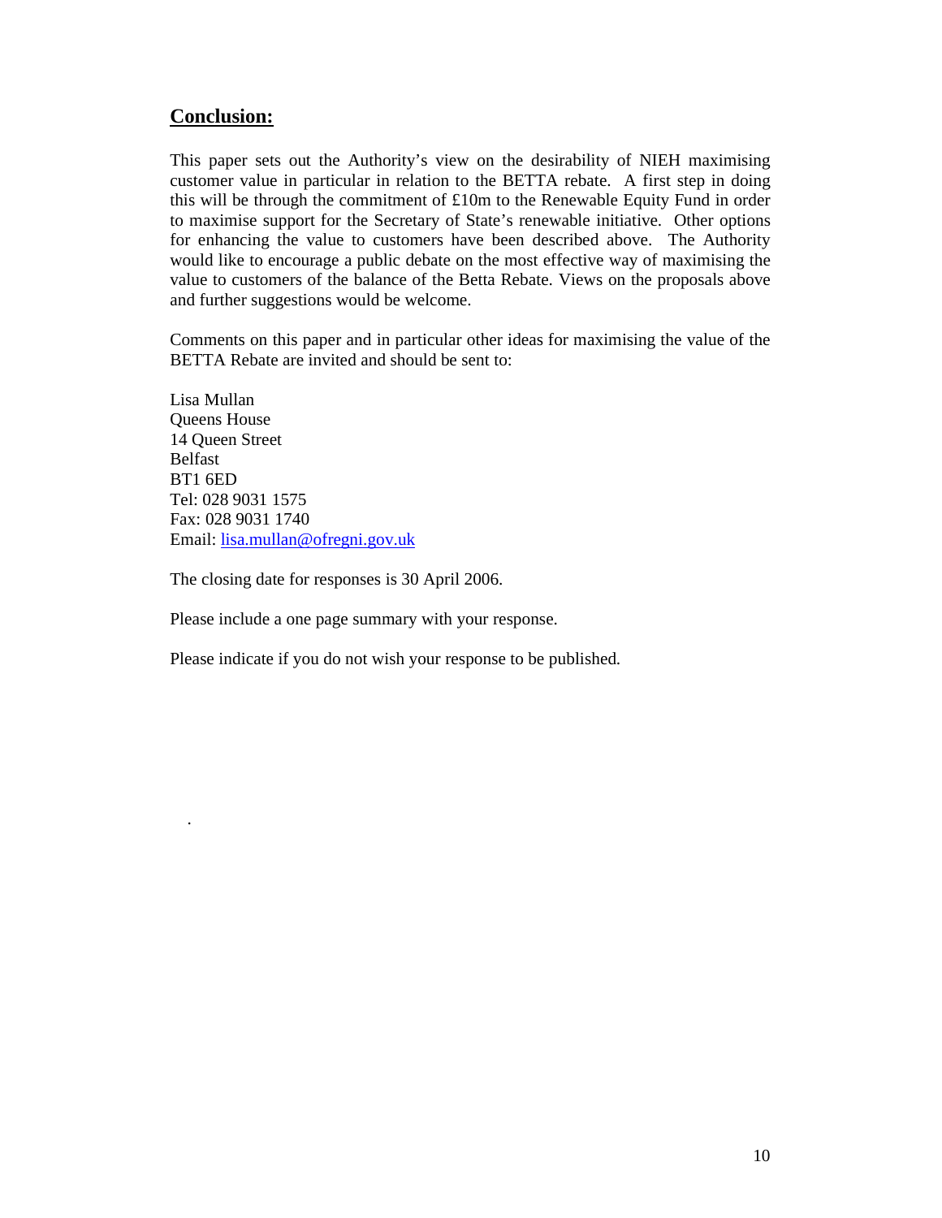## **Conclusion:**

This paper sets out the Authority's view on the desirability of NIEH maximising customer value in particular in relation to the BETTA rebate. A first step in doing this will be through the commitment of £10m to the Renewable Equity Fund in order to maximise support for the Secretary of State's renewable initiative. Other options for enhancing the value to customers have been described above. The Authority would like to encourage a public debate on the most effective way of maximising the value to customers of the balance of the Betta Rebate. Views on the proposals above and further suggestions would be welcome.

Comments on this paper and in particular other ideas for maximising the value of the BETTA Rebate are invited and should be sent to:

Lisa Mullan
Queens House
14 Queen Street
Belfast
BT1 6ED
Tel: 028 9031 1575
Fax: 028 9031 1740
Email: lisa.mullan@ofregni.gov.uk

The closing date for responses is 30 April 2006.

Please include a one page summary with your response.

Please indicate if you do not wish your response to be published.